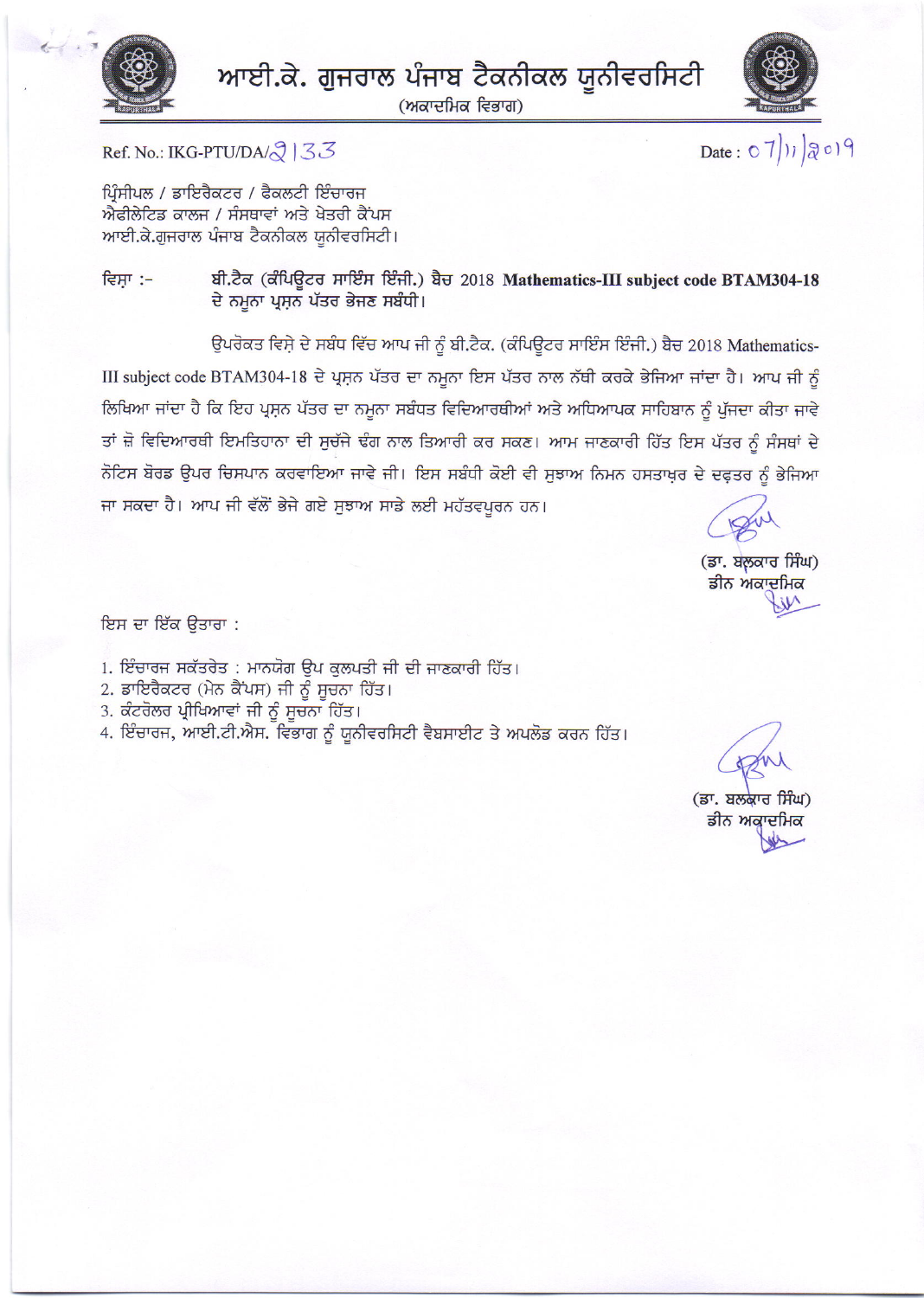# ਆਈ.ਕੇ. ਗੁਜਰਾਲ ਪੰਜਾਬ ਟੈਕਨੀਕਲ ਯੂਨੀਵਰਸਿਟੀ

(ਅਕਾਦਮਿਕ ਵਿਭਾਗ)

Ref. No.: IKG-PTU/DA/2133

Date : 07/11/2019

ਪ੍ਰਿੰਸੀਪਲ / ਡਾਇਰੈਕਟਰ / ਫੈਕਲਟੀ ਇੰਚਾਰਜ
ਐਫੀਲੇਟਿਡ ਕਾਲਜ / ਸੰਸਥਾਵਾਂ ਅਤੇ ਖੇਤਰੀ ਕੈਂਪਸ
ਆਈ.ਕੇ.ਗੁਜਰਾਲ ਪੰਜਾਬ ਟੈਕਨੀਕਲ ਯੂਨੀਵਰਸਿਟੀ।

ਵਿਸ਼ਾ :- ਬੀ.ਟੈਕ (ਕੰਪਿਊਟਰ ਸਾਇੰਸ ਇੰਜੀ.) ਬੈਚ 2018 **Mathematics-III subject code BTAM304-18** ਦੇ ਨਮੂਨਾ ਪ੍ਰਸ਼ਨ ਪੱਤਰ ਭੇਜਣ ਸਬੰਧੀ।

ਉਪਰੋਕਤ ਵਿਸ਼ੇ ਦੇ ਸਬੰਧ ਵਿੱਚ ਆਪ ਜੀ ਨੂੰ ਬੀ.ਟੈਕ. (ਕੰਪਿਊਟਰ ਸਾਇੰਸ ਇੰਜੀ.) ਬੈਚ 2018 Mathematics-III subject code BTAM304-18 ਦੇ ਪ੍ਰਸ਼ਨ ਪੱਤਰ ਦਾ ਨਮੂਨਾ ਇਸ ਪੱਤਰ ਨਾਲ ਨੱਥੀ ਕਰਕੇ ਭੇਜਿਆ ਜਾਂਦਾ ਹੈ। ਆਪ ਜੀ ਨੂੰ ਲਿਖਿਆ ਜਾਂਦਾ ਹੈ ਕਿ ਇਹ ਪ੍ਰਸ਼ਨ ਪੱਤਰ ਦਾ ਨਮੂਨਾ ਸਬੰਧਤ ਵਿਦਿਆਰਥੀਆਂ ਅਤੇ ਅਧਿਆਪਕ ਸਾਹਿਬਾਨ ਨੂੰ ਪੁੱਜਦਾ ਕੀਤਾ ਜਾਵੇ ਤਾਂ ਜ਼ੋ ਵਿਦਿਆਰਥੀ ਇਮਤਿਹਾਨਾ ਦੀ ਸੁਚੱਜੇ ਢੰਗ ਨਾਲ ਤਿਆਰੀ ਕਰ ਸਕਣ। ਆਮ ਜਾਣਕਾਰੀ ਹਿੱਤ ਇਸ ਪੱਤਰ ਨੂੰ ਸੰਸਥਾਂ ਦੇ ਨੋਟਿਸ ਬੋਰਡ ਉਪਰ ਚਿਸਪਾਨ ਕਰਵਾਇਆ ਜਾਵੇ ਜੀ। ਇਸ ਸਬੰਧੀ ਕੋਈ ਵੀ ਸੁਝਾਅ ਨਿਮਨ ਹਸਤਾਖ਼ਰ ਦੇ ਦਫ਼ਤਰ ਨੂੰ ਭੇਜਿਆ ਜਾ ਸਕਦਾ ਹੈ। ਆਪ ਜੀ ਵੱਲੋਂ ਭੇਜੇ ਗਏ ਸੁਝਾਅ ਸਾਡੇ ਲਈ ਮਹੱਤਵਪੂਰਨ ਹਨ।

(ਡਾ. ਬਲ਼ਕਾਰ ਸਿੰਘ)
ਡੀਨ ਅਕਾਦਮਿਕ

ਇਸ ਦਾ ਇੱਕ ਉਤਾਰਾ :

1. ਇੰਚਾਰਜ ਸਕੱਤਰੇਤ : ਮਾਨਯੋਗ ਉਪ ਕੁਲਪਤੀ ਜੀ ਦੀ ਜਾਣਕਾਰੀ ਹਿੱਤ।
2. ਡਾਇਰੈਕਟਰ (ਮੇਨ ਕੈਂਪਸ) ਜੀ ਨੂੰ ਸੂਚਨਾ ਹਿੱਤ।
3. ਕੰਟਰੋਲਰ ਪ੍ਰੀਖਿਆਵਾਂ ਜੀ ਨੂੰ ਸੂਚਨਾ ਹਿੱਤ।
4. ਇੰਚਾਰਜ, ਆਈ.ਟੀ.ਐਸ. ਵਿਭਾਗ ਨੂੰ ਯੂਨੀਵਰਸਿਟੀ ਵੈਬਸਾਈਟ ਤੇ ਅਪਲੋਡ ਕਰਨ ਹਿੱਤ।

(ਡਾ. ਬਲ਼ਕਾਰ ਸਿੰਘ)
ਡੀਨ ਅਕਾਦਮਿਕ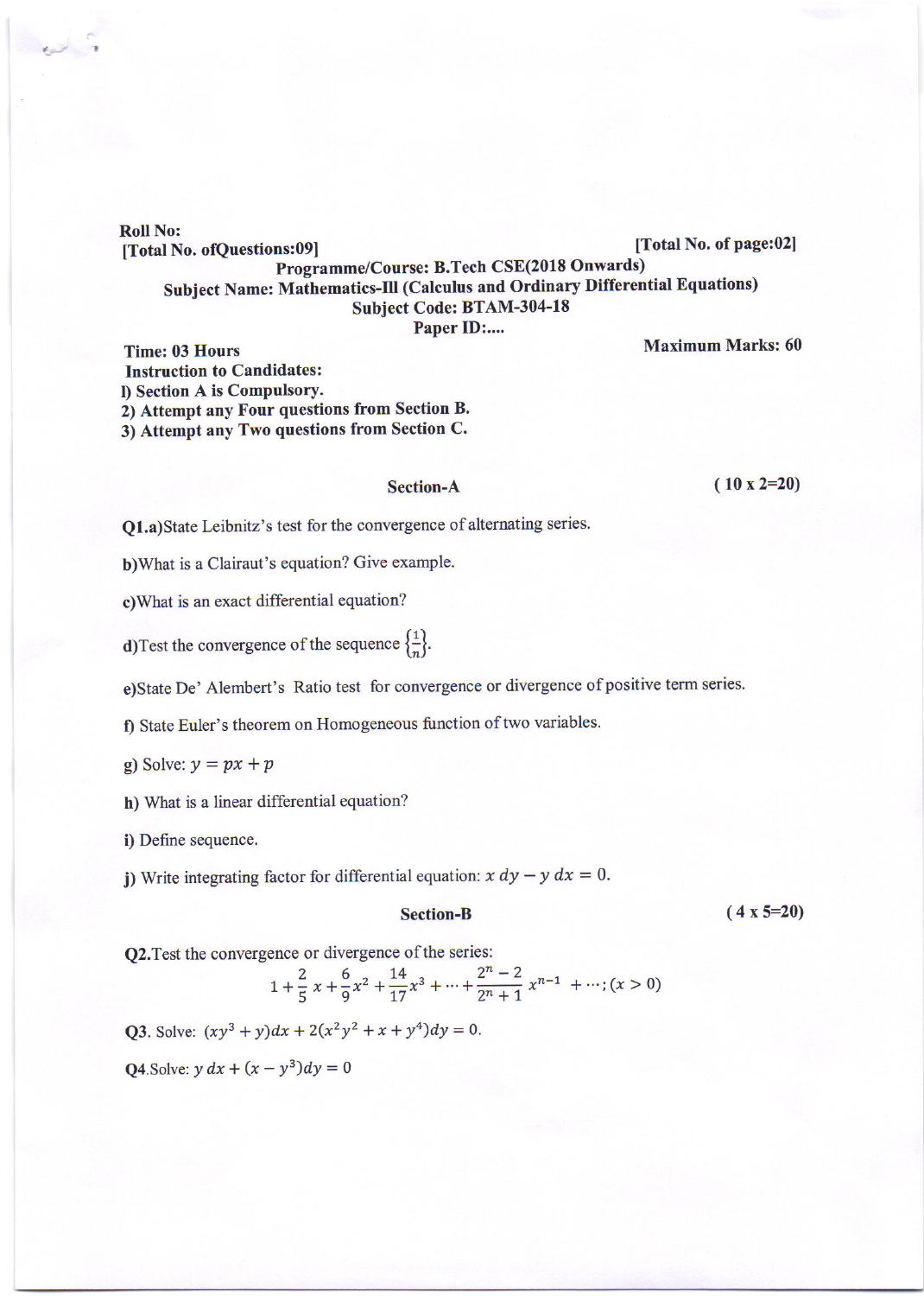Roll No:

[Total No. ofQuestions:09] [Total No. of page:02]

**Programme/Course: B.Tech CSE(2018 Onwards)**

**Subject Name: Mathematics-III (Calculus and Ordinary Differential Equations)**

**Subject Code: BTAM-304-18**

**Paper ID:....**

**Time: 03 Hours** **Maximum Marks: 60**

**Instruction to Candidates:**

1) Section A is Compulsory.
2) Attempt any Four questions from Section B.
3) Attempt any Two questions from Section C.

## Section-A (10 x 2=20)

**Q1.a)** State Leibnitz's test for the convergence of alternating series.

**b)** What is a Clairaut's equation? Give example.

**c)** What is an exact differential equation?

**d)** Test the convergence of the sequence $\left\{\frac{1}{n}\right\}$.

**e)** State De' Alembert's Ratio test for convergence or divergence of positive term series.

**f)** State Euler's theorem on Homogeneous function of two variables.

**g)** Solve: $y = px + p$

**h)** What is a linear differential equation?

**i)** Define sequence.

**j)** Write integrating factor for differential equation: $x\,dy - y\,dx = 0$.

## Section-B (4 x 5=20)

**Q2.** Test the convergence or divergence of the series:

$$1 + \frac{2}{5}x + \frac{6}{9}x^2 + \frac{14}{17}x^3 + \cdots + \frac{2^n - 2}{2^n + 1}x^{n-1} + \cdots ; (x > 0)$$

**Q3.** Solve: $(xy^3 + y)dx + 2(x^2y^2 + x + y^4)dy = 0$.

**Q4.** Solve: $y\,dx + (x - y^3)dy = 0$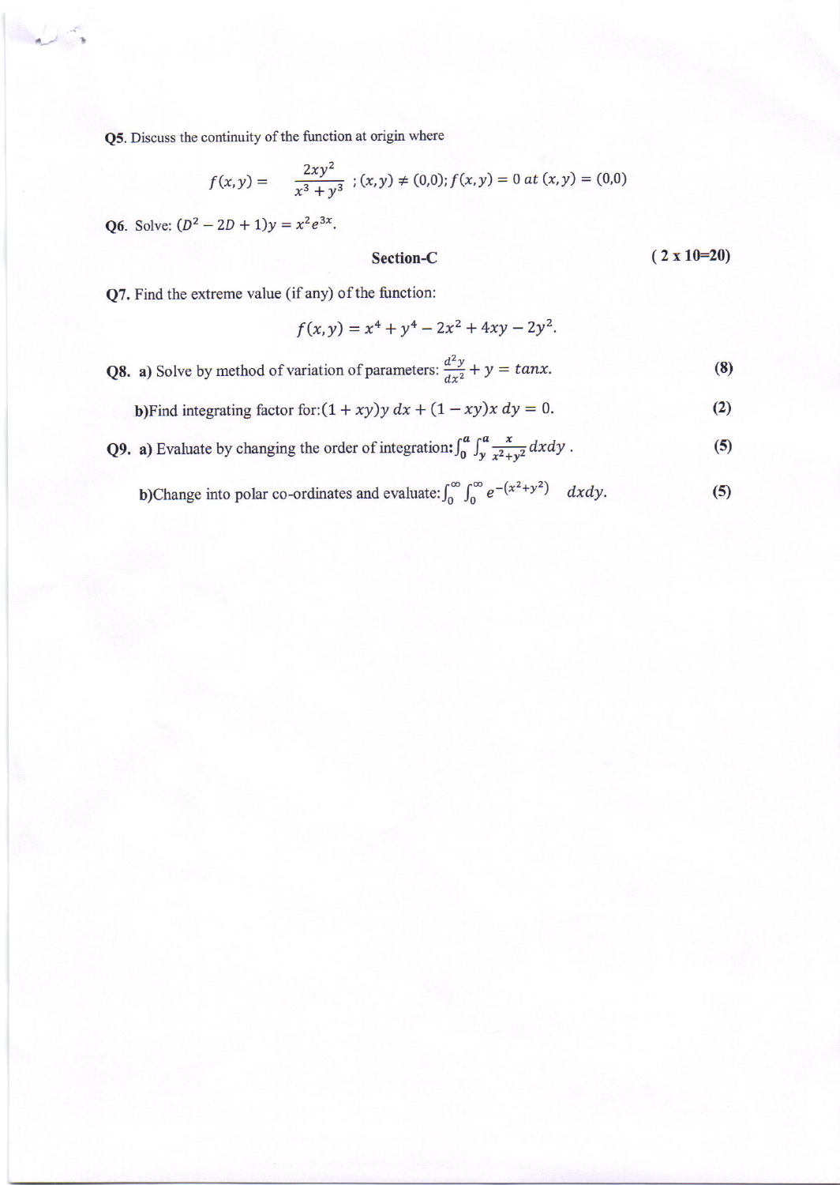**Q5.** Discuss the continuity of the function at origin where

$$f(x,y) = \frac{2xy^2}{x^3 + y^3} \; ; (x,y) \neq (0,0); f(x,y) = 0 \; at \; (x,y) = (0,0)$$

**Q6.** Solve: $(D^2 - 2D + 1)y = x^2 e^{3x}$.

## Section-C

**(2 x 10=20)**

**Q7.** Find the extreme value (if any) of the function:

$$f(x,y) = x^4 + y^4 - 2x^2 + 4xy - 2y^2.$$

**Q8.** a) Solve by method of variation of parameters: $\frac{d^2y}{dx^2} + y = tanx.$ **(8)**

b) Find integrating factor for: $(1 + xy)y \, dx + (1 - xy)x \, dy = 0.$ **(2)**

**Q9.** a) Evaluate by changing the order of integration: $\int_0^a \int_y^a \frac{x}{x^2+y^2} dxdy$ . **(5)**

b) Change into polar co-ordinates and evaluate: $\int_0^\infty \int_0^\infty e^{-(x^2+y^2)} \; dxdy.$ **(5)**